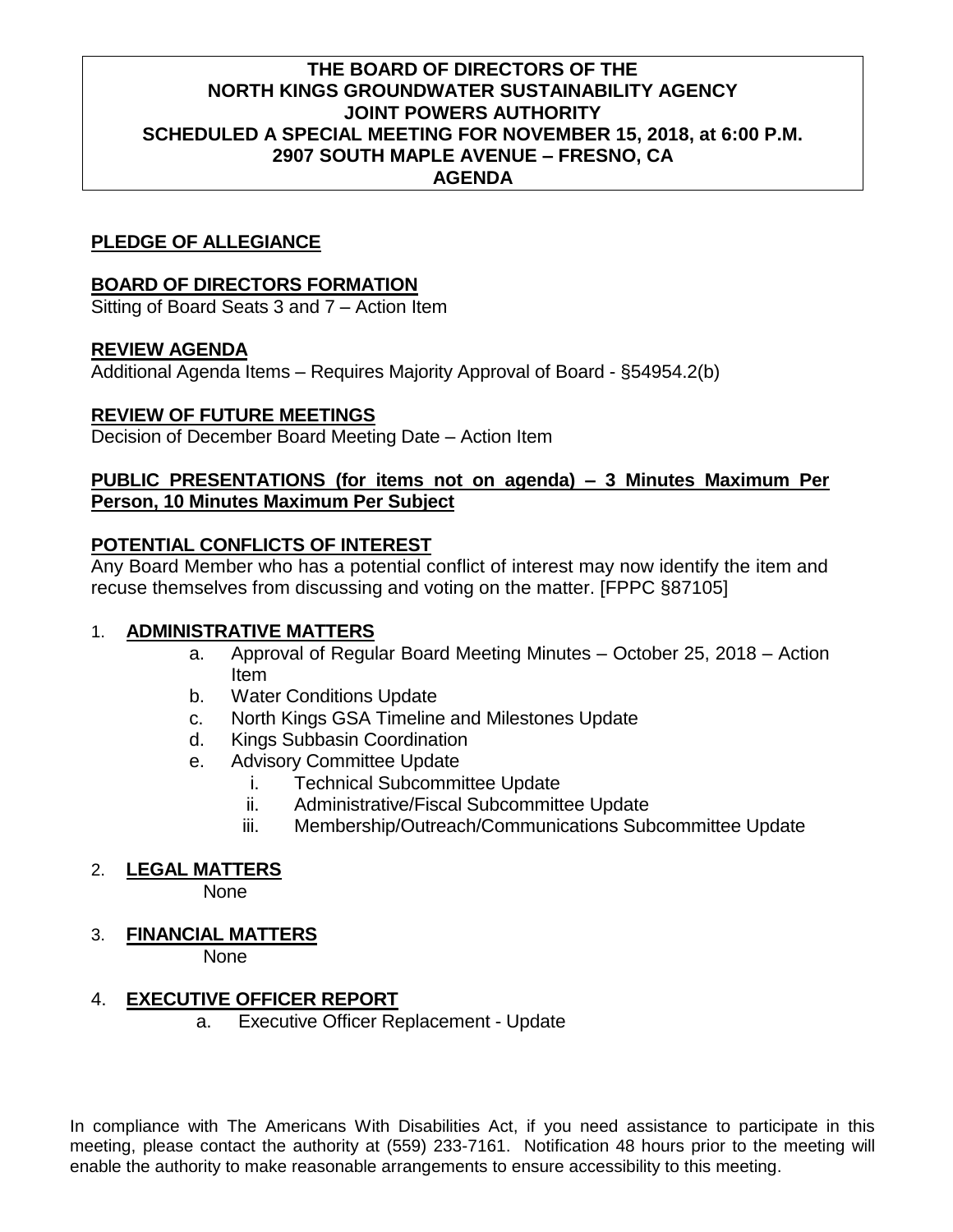# THE BOARD OF DIRECTORS OF THE NORTH KINGS GROUNDWATER SUSTAINABILITY AGENCY JOINT POWERS AUTHORITY SCHEDULED A SPECIAL MEETING FOR NOVEMBER 15, 2018, at 6:00 P.M. 2907 SOUTH MAPLE AVENUE – FRESNO, CA AGENDA

## PLEDGE OF ALLEGIANCE

## BOARD OF DIRECTORS FORMATION

Sitting of Board Seats 3 and 7 – Action Item

## REVIEW AGENDA

Additional Agenda Items – Requires Majority Approval of Board - §54954.2(b)

## REVIEW OF FUTURE MEETINGS

Decision of December Board Meeting Date – Action Item

## PUBLIC PRESENTATIONS (for items not on agenda) – 3 Minutes Maximum Per Person, 10 Minutes Maximum Per Subject

## POTENTIAL CONFLICTS OF INTEREST

Any Board Member who has a potential conflict of interest may now identify the item and recuse themselves from discussing and voting on the matter. [FPPC §87105]

1. **ADMINISTRATIVE MATTERS**
   a. Approval of Regular Board Meeting Minutes – October 25, 2018 – Action Item
   b. Water Conditions Update
   c. North Kings GSA Timeline and Milestones Update
   d. Kings Subbasin Coordination
   e. Advisory Committee Update
      i. Technical Subcommittee Update
      ii. Administrative/Fiscal Subcommittee Update
      iii. Membership/Outreach/Communications Subcommittee Update

2. **LEGAL MATTERS**
   None

3. **FINANCIAL MATTERS**
   None

4. **EXECUTIVE OFFICER REPORT**
   a. Executive Officer Replacement - Update

In compliance with The Americans With Disabilities Act, if you need assistance to participate in this meeting, please contact the authority at (559) 233-7161. Notification 48 hours prior to the meeting will enable the authority to make reasonable arrangements to ensure accessibility to this meeting.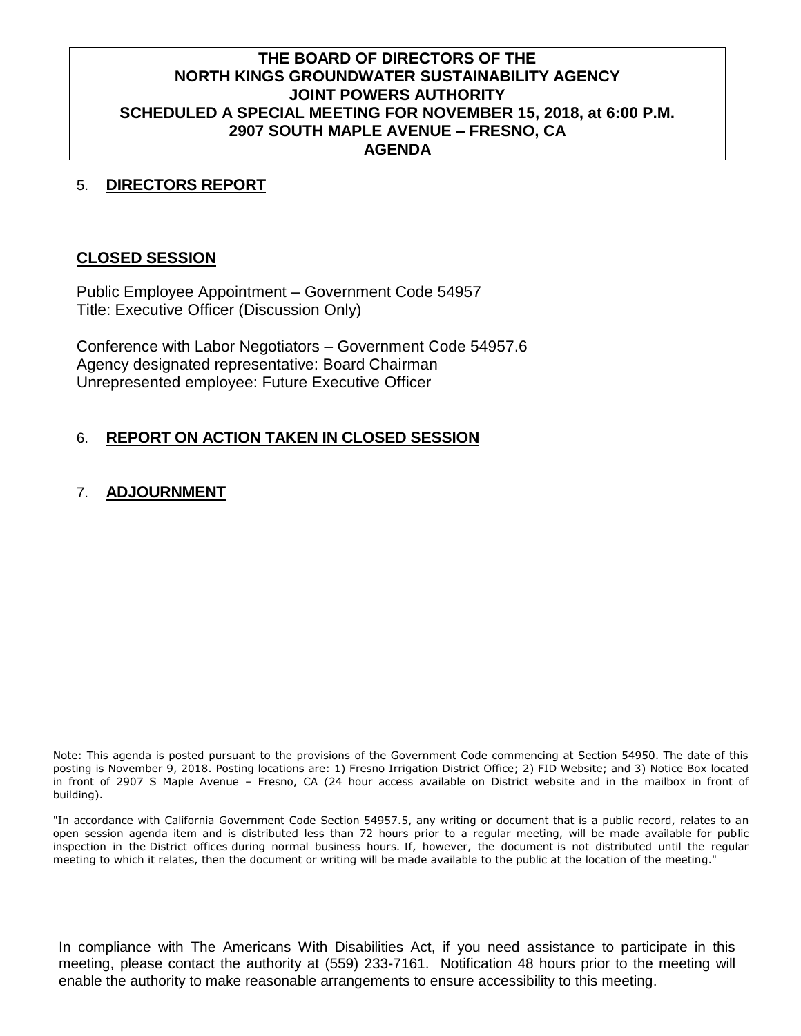**THE BOARD OF DIRECTORS OF THE
NORTH KINGS GROUNDWATER SUSTAINABILITY AGENCY
JOINT POWERS AUTHORITY
SCHEDULED A SPECIAL MEETING FOR NOVEMBER 15, 2018, at 6:00 P.M.
2907 SOUTH MAPLE AVENUE – FRESNO, CA
AGENDA**

5. **DIRECTORS REPORT**

**CLOSED SESSION**

Public Employee Appointment – Government Code 54957
Title: Executive Officer (Discussion Only)

Conference with Labor Negotiators – Government Code 54957.6
Agency designated representative: Board Chairman
Unrepresented employee: Future Executive Officer

6. **REPORT ON ACTION TAKEN IN CLOSED SESSION**

7. **ADJOURNMENT**

Note: This agenda is posted pursuant to the provisions of the Government Code commencing at Section 54950. The date of this posting is November 9, 2018. Posting locations are: 1) Fresno Irrigation District Office; 2) FID Website; and 3) Notice Box located in front of 2907 S Maple Avenue – Fresno, CA (24 hour access available on District website and in the mailbox in front of building).

"In accordance with California Government Code Section 54957.5, any writing or document that is a public record, relates to an open session agenda item and is distributed less than 72 hours prior to a regular meeting, will be made available for public inspection in the District offices during normal business hours. If, however, the document is not distributed until the regular meeting to which it relates, then the document or writing will be made available to the public at the location of the meeting."

In compliance with The Americans With Disabilities Act, if you need assistance to participate in this meeting, please contact the authority at (559) 233-7161. Notification 48 hours prior to the meeting will enable the authority to make reasonable arrangements to ensure accessibility to this meeting.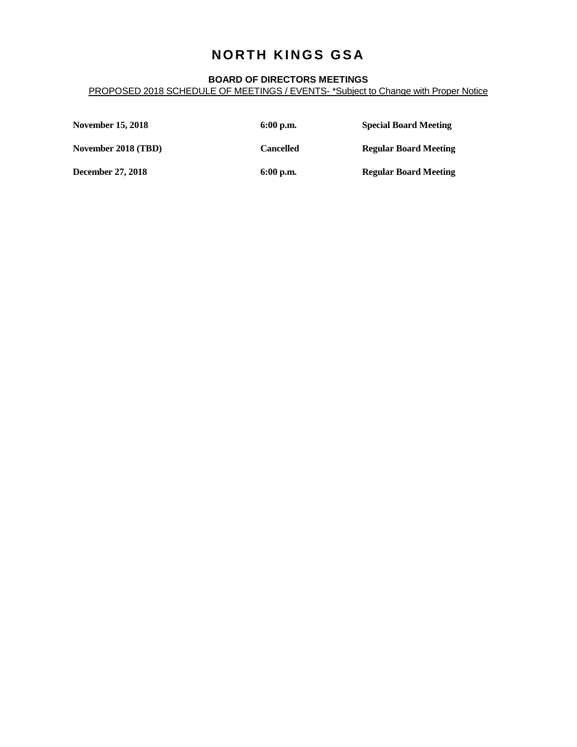# NORTH KINGS GSA

**BOARD OF DIRECTORS MEETINGS**

PROPOSED 2018 SCHEDULE OF MEETINGS / EVENTS- *Subject to Change with Proper Notice

| | | |
|---|---|---|
| **November 15, 2018** | **6:00 p.m.** | **Special Board Meeting** |
| **November 2018 (TBD)** | **Cancelled** | **Regular Board Meeting** |
| **December 27, 2018** | **6:00 p.m.** | **Regular Board Meeting** |